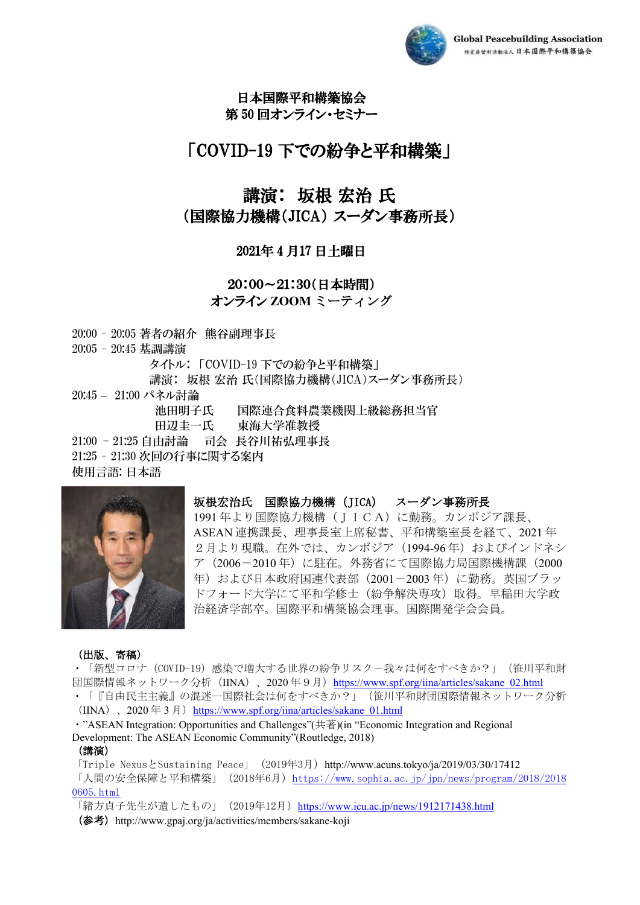Global Peacebuilding Association
特定非営利活動法人 日本国際平和構築協会

日本国際平和構築協会
第 50 回オンライン・セミナー

# 「COVID-19 下での紛争と平和構築」

## 講演： 坂根 宏治 氏
## （国際協力機構（JICA）スーダン事務所長）

2021年 4 月17 日土曜日

20：00～21：30（日本時間）
オンライン ZOOM ミーティング

20:00 – 20:05 著者の紹介　熊谷副理事長
20:05 – 20:45 基調講演
　　タイトル：「COVID-19 下での紛争と平和構築」
　　講演：坂根 宏治 氏(国際協力機構（JICA)スーダン事務所長)
20:45 – 21:00 パネル討論
　　池田明子氏　　国際連合食料農業機関上級総務担当官
　　田辺圭一氏　　東海大学准教授
21:00 – 21:25 自由討論　司会 長谷川祐弘理事長
21:25 – 21:30 次回の行事に関する案内
使用言語: 日本語

**坂根宏治氏　国際協力機構（JICA）　スーダン事務所長**
1991 年より国際協力機構（ＪＩＣＡ）に勤務。カンボジア課長、ASEAN 連携課長、理事長室上席秘書、平和構築室長を経て、2021 年２月より現職。在外では、カンボジア（1994-96 年）およびインドネシア（2006－2010 年）に駐在。外務省にて国際協力局国際機構課（2000 年）および日本政府国連代表部（2001－2003 年）に勤務。英国ブラッドフォード大学にて平和学修士（紛争解決専攻）取得。早稲田大学政治経済学部卒。国際平和構築協会理事。国際開発学会会員。

**（出版、寄稿）**
・「新型コロナ（COVID-19）感染で増大する世界の紛争リスク－我々は何をすべきか？」（笹川平和財団国際情報ネットワーク分析（IINA）、2020 年９月）https://www.spf.org/iina/articles/sakane_02.html
・「『自由民主主義』の混迷—国際社会は何をすべきか？」（笹川平和財団国際情報ネットワーク分析（IINA）、2020 年 3 月）https://www.spf.org/iina/articles/sakane_01.html
・"ASEAN Integration: Opportunities and Challenges"(共著)(in "Economic Integration and Regional Development: The ASEAN Economic Community"(Routledge, 2018)

**（講演）**
「Triple NexusとSustaining Peace」（2019年3月）http://www.acuns.tokyo/ja/2019/03/30/17412
「人間の安全保障と平和構築」（2018年6月）https://www.sophia.ac.jp/jpn/news/program/2018/20180605.html
「緒方貞子先生が遺したもの」（2019年12月）https://www.icu.ac.jp/news/1912171438.html
**（参考）** http://www.gpaj.org/ja/activities/members/sakane-koji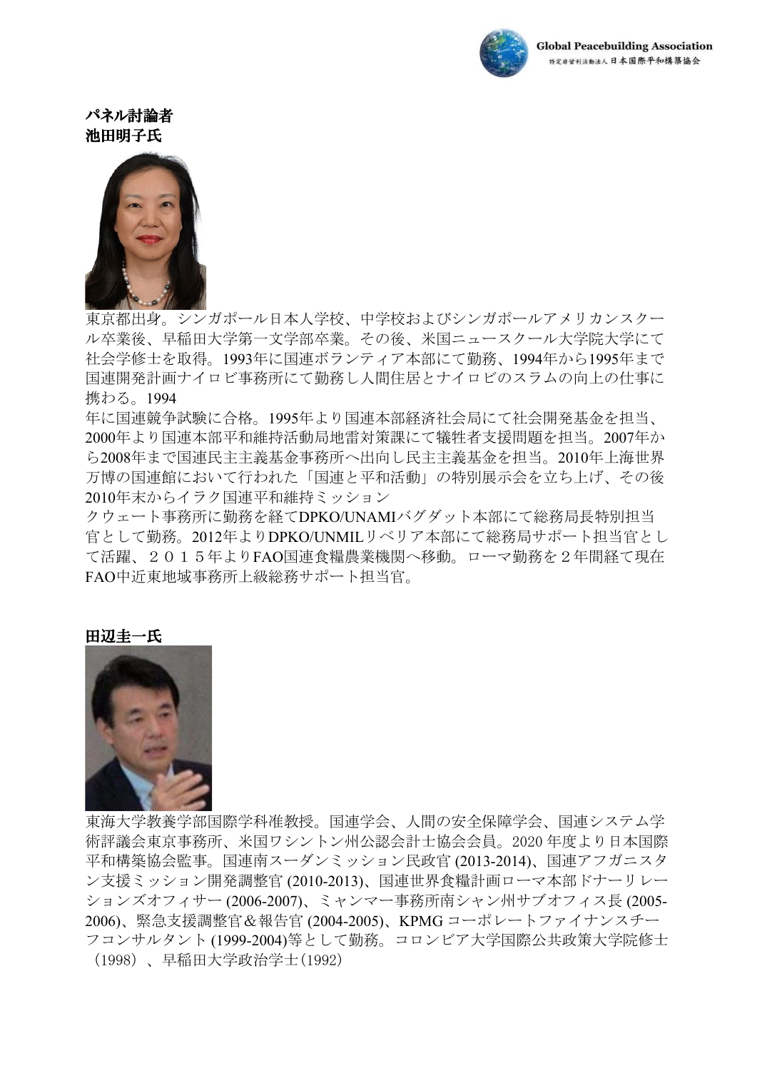**パネル討論者**
**池田明子氏**

東京都出身。シンガポール日本人学校、中学校およびシンガポールアメリカンスクール卒業後、早稲田大学第一文学部卒業。その後、米国ニュースクール大学院大学にて社会学修士を取得。1993年に国連ボランティア本部にて勤務、1994年から1995年まで国連開発計画ナイロビ事務所にて勤務し人間住居とナイロビのスラムの向上の仕事に携わる。1994
年に国連競争試験に合格。1995年より国連本部経済社会局にて社会開発基金を担当、2000年より国連本部平和維持活動局地雷対策課にて犠牲者支援問題を担当。2007年から2008年まで国連民主主義基金事務所へ出向し民主主義基金を担当。2010年上海世界万博の国連館において行われた「国連と平和活動」の特別展示会を立ち上げ、その後2010年末からイラク国連平和維持ミッション
クウェート事務所に勤務を経てDPKO/UNAMIバグダット本部にて総務局長特別担当官として勤務。2012年よりDPKO/UNMILリベリア本部にて総務局サポート担当官として活躍、２０１５年よりFAO国連食糧農業機関へ移動。ローマ勤務を２年間経て現在FAO中近東地域事務所上級総務サポート担当官。

**田辺圭一氏**

東海大学教養学部国際学科准教授。国連学会、人間の安全保障学会、国連システム学術評議会東京事務所、米国ワシントン州公認会計士協会会員。2020 年度より日本国際平和構築協会監事。国連南スーダンミッション民政官 (2013-2014)、国連アフガニスタン支援ミッション開発調整官 (2010-2013)、国連世界食糧計画ローマ本部ドナーリレーションズオフィサー (2006-2007)、ミャンマー事務所南シャン州サブオフィス長 (2005-2006)、緊急支援調整官＆報告官 (2004-2005)、KPMG コーポレートファイナンスチーフコンサルタント (1999-2004)等として勤務。コロンビア大学国際公共政策大学院修士（1998）、早稲田大学政治学士(1992)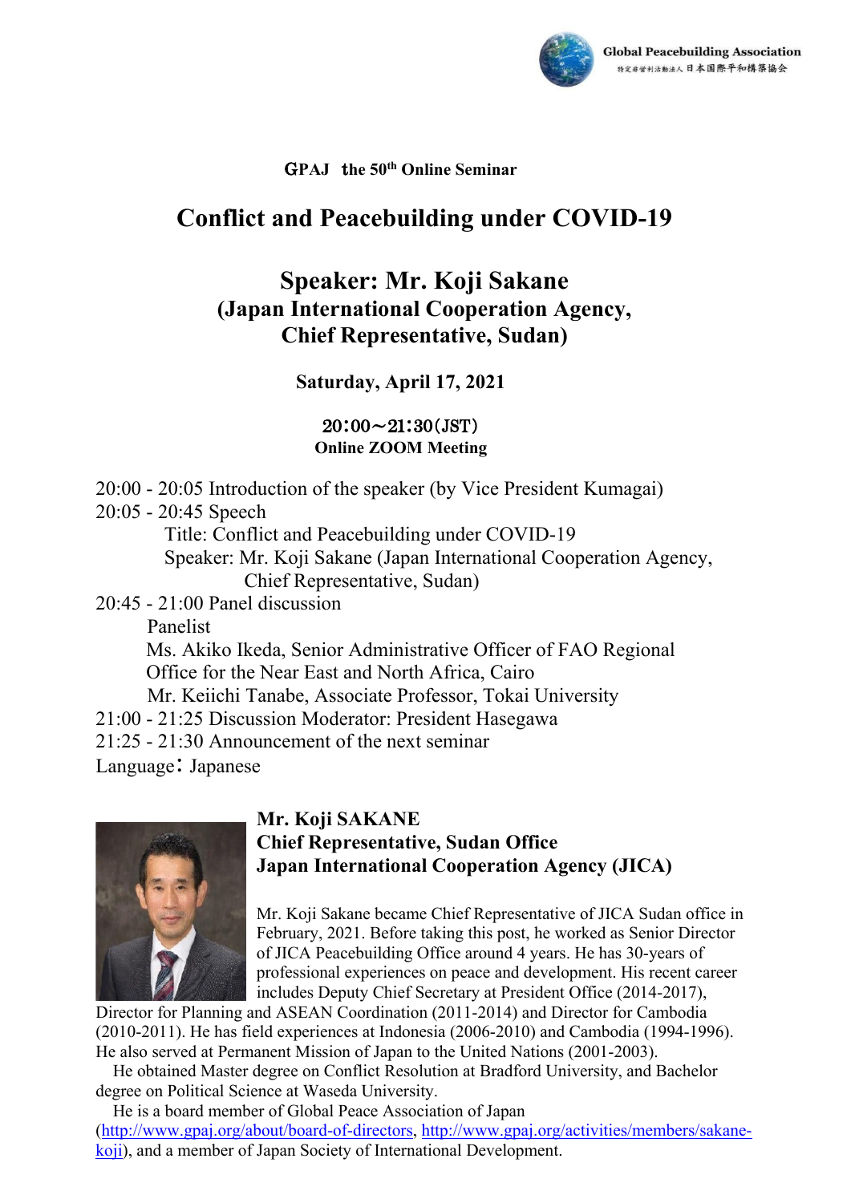Global Peacebuilding Association
特定非営利活動法人 日本国際平和構築協会

GPAJ the 50th Online Seminar

# Conflict and Peacebuilding under COVID-19

## Speaker: Mr. Koji Sakane
## (Japan International Cooperation Agency, Chief Representative, Sudan)

**Saturday, April 17, 2021**

**20:00～21:30(JST)**
**Online ZOOM Meeting**

20:00 - 20:05 Introduction of the speaker (by Vice President Kumagai)
20:05 - 20:45 Speech
Title: Conflict and Peacebuilding under COVID-19
Speaker: Mr. Koji Sakane (Japan International Cooperation Agency, Chief Representative, Sudan)
20:45 - 21:00 Panel discussion
Panelist
Ms. Akiko Ikeda, Senior Administrative Officer of FAO Regional Office for the Near East and North Africa, Cairo
Mr. Keiichi Tanabe, Associate Professor, Tokai University
21:00 - 21:25 Discussion Moderator: President Hasegawa
21:25 - 21:30 Announcement of the next seminar
Language：Japanese

**Mr. Koji SAKANE**
**Chief Representative, Sudan Office**
**Japan International Cooperation Agency (JICA)**

Mr. Koji Sakane became Chief Representative of JICA Sudan office in February, 2021. Before taking this post, he worked as Senior Director of JICA Peacebuilding Office around 4 years. He has 30-years of professional experiences on peace and development. His recent career includes Deputy Chief Secretary at President Office (2014-2017), Director for Planning and ASEAN Coordination (2011-2014) and Director for Cambodia (2010-2011). He has field experiences at Indonesia (2006-2010) and Cambodia (1994-1996). He also served at Permanent Mission of Japan to the United Nations (2001-2003).

He obtained Master degree on Conflict Resolution at Bradford University, and Bachelor degree on Political Science at Waseda University.

He is a board member of Global Peace Association of Japan (http://www.gpaj.org/about/board-of-directors, http://www.gpaj.org/activities/members/sakane-koji), and a member of Japan Society of International Development.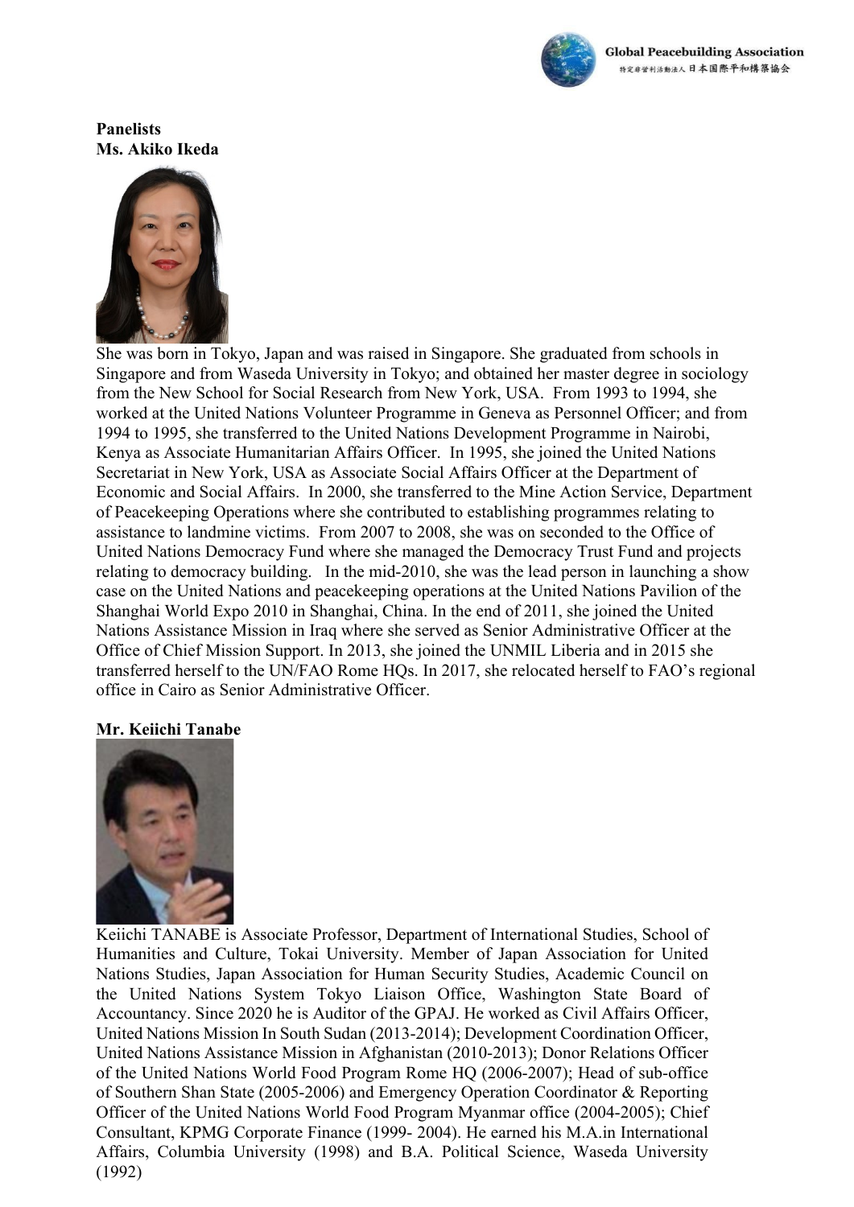**Panelists**

**Ms. Akiko Ikeda**

She was born in Tokyo, Japan and was raised in Singapore. She graduated from schools in Singapore and from Waseda University in Tokyo; and obtained her master degree in sociology from the New School for Social Research from New York, USA. From 1993 to 1994, she worked at the United Nations Volunteer Programme in Geneva as Personnel Officer; and from 1994 to 1995, she transferred to the United Nations Development Programme in Nairobi, Kenya as Associate Humanitarian Affairs Officer. In 1995, she joined the United Nations Secretariat in New York, USA as Associate Social Affairs Officer at the Department of Economic and Social Affairs. In 2000, she transferred to the Mine Action Service, Department of Peacekeeping Operations where she contributed to establishing programmes relating to assistance to landmine victims. From 2007 to 2008, she was on seconded to the Office of United Nations Democracy Fund where she managed the Democracy Trust Fund and projects relating to democracy building. In the mid-2010, she was the lead person in launching a show case on the United Nations and peacekeeping operations at the United Nations Pavilion of the Shanghai World Expo 2010 in Shanghai, China. In the end of 2011, she joined the United Nations Assistance Mission in Iraq where she served as Senior Administrative Officer at the Office of Chief Mission Support. In 2013, she joined the UNMIL Liberia and in 2015 she transferred herself to the UN/FAO Rome HQs. In 2017, she relocated herself to FAO's regional office in Cairo as Senior Administrative Officer.

**Mr. Keiichi Tanabe**

Keiichi TANABE is Associate Professor, Department of International Studies, School of Humanities and Culture, Tokai University. Member of Japan Association for United Nations Studies, Japan Association for Human Security Studies, Academic Council on the United Nations System Tokyo Liaison Office, Washington State Board of Accountancy. Since 2020 he is Auditor of the GPAJ. He worked as Civil Affairs Officer, United Nations Mission In South Sudan (2013-2014); Development Coordination Officer, United Nations Assistance Mission in Afghanistan (2010-2013); Donor Relations Officer of the United Nations World Food Program Rome HQ (2006-2007); Head of sub-office of Southern Shan State (2005-2006) and Emergency Operation Coordinator & Reporting Officer of the United Nations World Food Program Myanmar office (2004-2005); Chief Consultant, KPMG Corporate Finance (1999- 2004). He earned his M.A.in International Affairs, Columbia University (1998) and B.A. Political Science, Waseda University (1992)